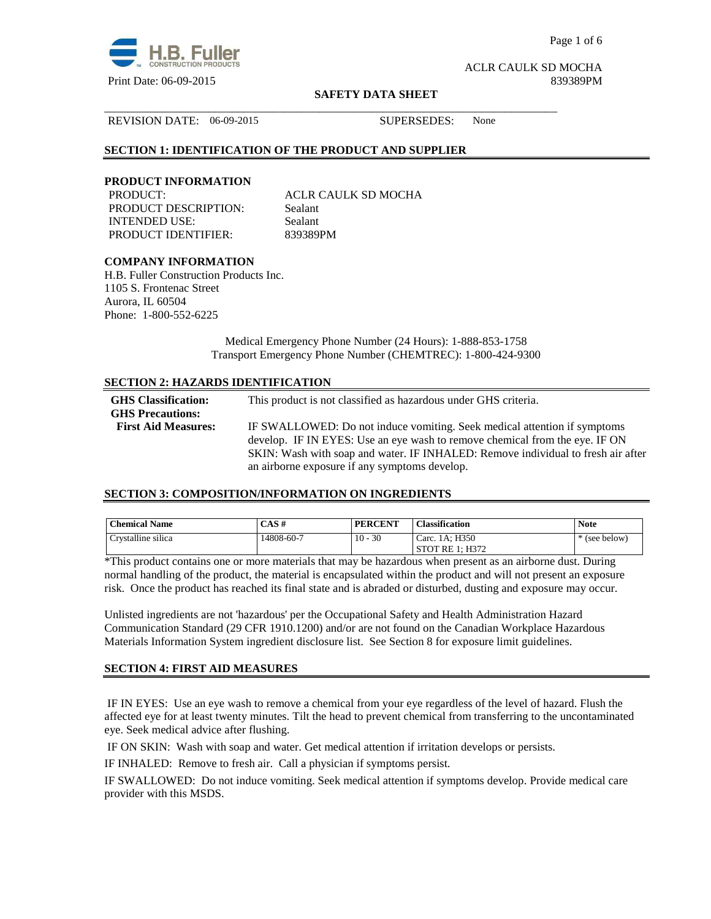ACLR CAULK SD MOCHA

Print Date: 06-09-2015 839389PM

**SAFETY DATA SHEET**

REVISION DATE: 06-09-2015 SUPERSEDES: None

## SECTION 1: IDENTIFICATION OF THE PRODUCT AND SUPPLIER

### PRODUCT INFORMATION

PRODUCT: ACLR CAULK SD MOCHA
PRODUCT DESCRIPTION: Sealant
INTENDED USE: Sealant
PRODUCT IDENTIFIER: 839389PM

### COMPANY INFORMATION

H.B. Fuller Construction Products Inc.
1105 S. Frontenac Street
Aurora, IL 60504
Phone: 1-800-552-6225

Medical Emergency Phone Number (24 Hours): 1-888-853-1758
Transport Emergency Phone Number (CHEMTREC): 1-800-424-9300

## SECTION 2: HAZARDS IDENTIFICATION

**GHS Classification:** This product is not classified as hazardous under GHS criteria.

**GHS Precautions:**

**First Aid Measures:** IF SWALLOWED: Do not induce vomiting. Seek medical attention if symptoms develop. IF IN EYES: Use an eye wash to remove chemical from the eye. IF ON SKIN: Wash with soap and water. IF INHALED: Remove individual to fresh air after an airborne exposure if any symptoms develop.

## SECTION 3: COMPOSITION/INFORMATION ON INGREDIENTS

| Chemical Name | CAS # | PERCENT | Classification | Note |
|---|---|---|---|---|
| Crystalline silica | 14808-60-7 | 10 - 30 | Carc. 1A; H350<br>STOT RE 1; H372 | * (see below) |

*This product contains one or more materials that may be hazardous when present as an airborne dust. During normal handling of the product, the material is encapsulated within the product and will not present an exposure risk. Once the product has reached its final state and is abraded or disturbed, dusting and exposure may occur.

Unlisted ingredients are not 'hazardous' per the Occupational Safety and Health Administration Hazard Communication Standard (29 CFR 1910.1200) and/or are not found on the Canadian Workplace Hazardous Materials Information System ingredient disclosure list. See Section 8 for exposure limit guidelines.

## SECTION 4: FIRST AID MEASURES

IF IN EYES: Use an eye wash to remove a chemical from your eye regardless of the level of hazard. Flush the affected eye for at least twenty minutes. Tilt the head to prevent chemical from transferring to the uncontaminated eye. Seek medical advice after flushing.

IF ON SKIN: Wash with soap and water. Get medical attention if irritation develops or persists.

IF INHALED: Remove to fresh air. Call a physician if symptoms persist.

IF SWALLOWED: Do not induce vomiting. Seek medical attention if symptoms develop. Provide medical care provider with this MSDS.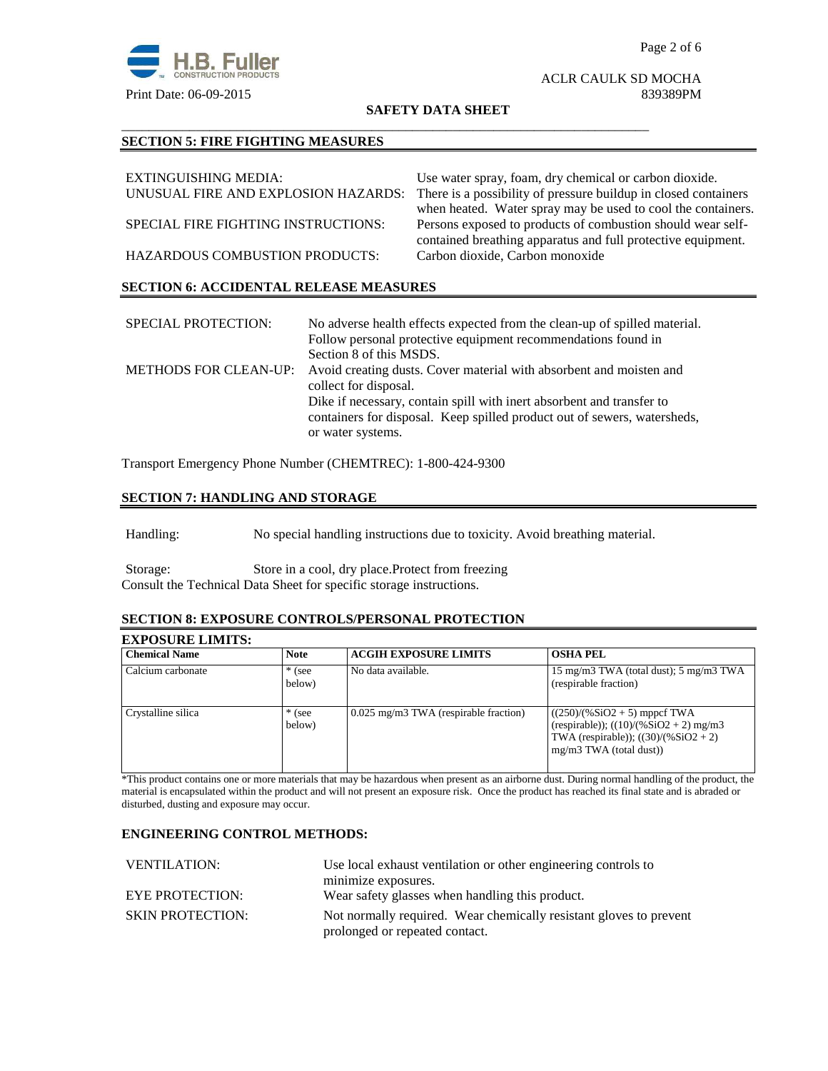## SECTION 5: FIRE FIGHTING MEASURES

EXTINGUISHING MEDIA: Use water spray, foam, dry chemical or carbon dioxide.

UNUSUAL FIRE AND EXPLOSION HAZARDS: There is a possibility of pressure buildup in closed containers when heated. Water spray may be used to cool the containers.

SPECIAL FIRE FIGHTING INSTRUCTIONS: Persons exposed to products of combustion should wear self-contained breathing apparatus and full protective equipment.

HAZARDOUS COMBUSTION PRODUCTS: Carbon dioxide, Carbon monoxide

## SECTION 6: ACCIDENTAL RELEASE MEASURES

SPECIAL PROTECTION: No adverse health effects expected from the clean-up of spilled material. Follow personal protective equipment recommendations found in Section 8 of this MSDS.

METHODS FOR CLEAN-UP: Avoid creating dusts. Cover material with absorbent and moisten and collect for disposal.
Dike if necessary, contain spill with inert absorbent and transfer to containers for disposal. Keep spilled product out of sewers, watersheds, or water systems.

Transport Emergency Phone Number (CHEMTREC): 1-800-424-9300

## SECTION 7: HANDLING AND STORAGE

Handling: No special handling instructions due to toxicity. Avoid breathing material.

Storage: Store in a cool, dry place.Protect from freezing
Consult the Technical Data Sheet for specific storage instructions.

## SECTION 8: EXPOSURE CONTROLS/PERSONAL PROTECTION

### EXPOSURE LIMITS:

| Chemical Name | Note | ACGIH EXPOSURE LIMITS | OSHA PEL |
|---|---|---|---|
| Calcium carbonate | * (see below) | No data available. | 15 mg/m3 TWA (total dust); 5 mg/m3 TWA (respirable fraction) |
| Crystalline silica | * (see below) | 0.025 mg/m3 TWA (respirable fraction) | ((250)/(%SiO2 + 5) mppcf TWA (respirable)); ((10)/(%SiO2 + 2) mg/m3 TWA (respirable)); ((30)/(%SiO2 + 2) mg/m3 TWA (total dust)) |

*This product contains one or more materials that may be hazardous when present as an airborne dust. During normal handling of the product, the material is encapsulated within the product and will not present an exposure risk. Once the product has reached its final state and is abraded or disturbed, dusting and exposure may occur.

### ENGINEERING CONTROL METHODS:

VENTILATION: Use local exhaust ventilation or other engineering controls to minimize exposures.

EYE PROTECTION: Wear safety glasses when handling this product.

SKIN PROTECTION: Not normally required. Wear chemically resistant gloves to prevent prolonged or repeated contact.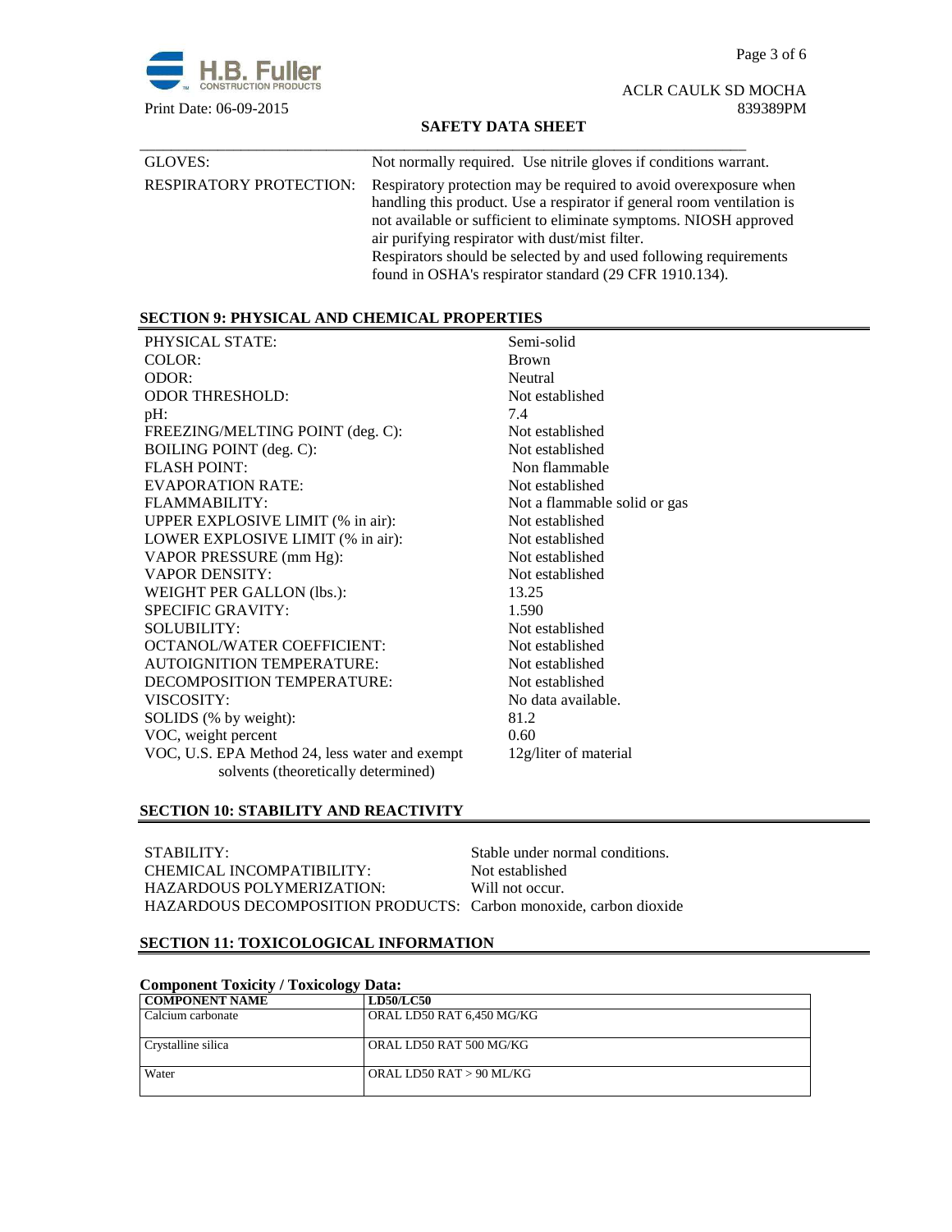| | |
|---|---|
| GLOVES: | Not normally required. Use nitrile gloves if conditions warrant. |
| RESPIRATORY PROTECTION: | Respiratory protection may be required to avoid overexposure when handling this product. Use a respirator if general room ventilation is not available or sufficient to eliminate symptoms. NIOSH approved air purifying respirator with dust/mist filter. Respirators should be selected by and used following requirements found in OSHA's respirator standard (29 CFR 1910.134). |

## SECTION 9: PHYSICAL AND CHEMICAL PROPERTIES

| | |
|---|---|
| PHYSICAL STATE: | Semi-solid |
| COLOR: | Brown |
| ODOR: | Neutral |
| ODOR THRESHOLD: | Not established |
| pH: | 7.4 |
| FREEZING/MELTING POINT (deg. C): | Not established |
| BOILING POINT (deg. C): | Not established |
| FLASH POINT: | Non flammable |
| EVAPORATION RATE: | Not established |
| FLAMMABILITY: | Not a flammable solid or gas |
| UPPER EXPLOSIVE LIMIT (% in air): | Not established |
| LOWER EXPLOSIVE LIMIT (% in air): | Not established |
| VAPOR PRESSURE (mm Hg): | Not established |
| VAPOR DENSITY: | Not established |
| WEIGHT PER GALLON (lbs.): | 13.25 |
| SPECIFIC GRAVITY: | 1.590 |
| SOLUBILITY: | Not established |
| OCTANOL/WATER COEFFICIENT: | Not established |
| AUTOIGNITION TEMPERATURE: | Not established |
| DECOMPOSITION TEMPERATURE: | Not established |
| VISCOSITY: | No data available. |
| SOLIDS (% by weight): | 81.2 |
| VOC, weight percent | 0.60 |
| VOC, U.S. EPA Method 24, less water and exempt solvents (theoretically determined) | 12g/liter of material |

## SECTION 10: STABILITY AND REACTIVITY

| | |
|---|---|
| STABILITY: | Stable under normal conditions. |
| CHEMICAL INCOMPATIBILITY: | Not established |
| HAZARDOUS POLYMERIZATION: | Will not occur. |
| HAZARDOUS DECOMPOSITION PRODUCTS: | Carbon monoxide, carbon dioxide |

## SECTION 11: TOXICOLOGICAL INFORMATION

**Component Toxicity / Toxicology Data:**

| COMPONENT NAME | LD50/LC50 |
|---|---|
| Calcium carbonate | ORAL LD50 RAT 6,450 MG/KG |
| Crystalline silica | ORAL LD50 RAT 500 MG/KG |
| Water | ORAL LD50 RAT > 90 ML/KG |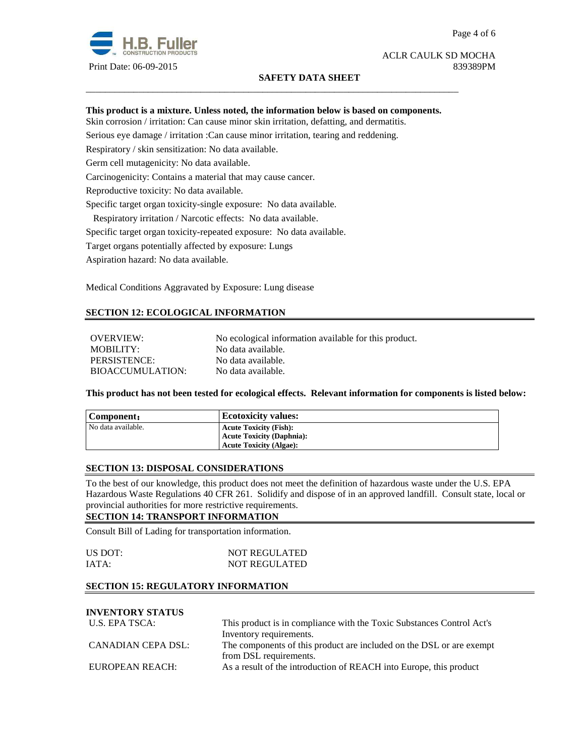**This product is a mixture. Unless noted, the information below is based on components.**

Skin corrosion / irritation: Can cause minor skin irritation, defatting, and dermatitis.

Serious eye damage / irritation :Can cause minor irritation, tearing and reddening.

Respiratory / skin sensitization: No data available.

Germ cell mutagenicity: No data available.

Carcinogenicity: Contains a material that may cause cancer.

Reproductive toxicity: No data available.

Specific target organ toxicity-single exposure: No data available.

Respiratory irritation / Narcotic effects: No data available.

Specific target organ toxicity-repeated exposure: No data available.

Target organs potentially affected by exposure: Lungs

Aspiration hazard: No data available.

Medical Conditions Aggravated by Exposure: Lung disease

## SECTION 12: ECOLOGICAL INFORMATION

| | |
|---|---|
| OVERVIEW: | No ecological information available for this product. |
| MOBILITY: | No data available. |
| PERSISTENCE: | No data available. |
| BIOACCUMULATION: | No data available. |

**This product has not been tested for ecological effects. Relevant information for components is listed below:**

| Component: | Ecotoxicity values: |
|---|---|
| No data available. | **Acute Toxicity (Fish):**<br>**Acute Toxicity (Daphnia):**<br>**Acute Toxicity (Algae):** |

## SECTION 13: DISPOSAL CONSIDERATIONS

To the best of our knowledge, this product does not meet the definition of hazardous waste under the U.S. EPA Hazardous Waste Regulations 40 CFR 261. Solidify and dispose of in an approved landfill. Consult state, local or provincial authorities for more restrictive requirements.

## SECTION 14: TRANSPORT INFORMATION

Consult Bill of Lading for transportation information.

| | |
|---|---|
| US DOT: | NOT REGULATED |
| IATA: | NOT REGULATED |

## SECTION 15: REGULATORY INFORMATION

**INVENTORY STATUS**

| | |
|---|---|
| U.S. EPA TSCA: | This product is in compliance with the Toxic Substances Control Act's Inventory requirements. |
| CANADIAN CEPA DSL: | The components of this product are included on the DSL or are exempt from DSL requirements. |
| EUROPEAN REACH: | As a result of the introduction of REACH into Europe, this product |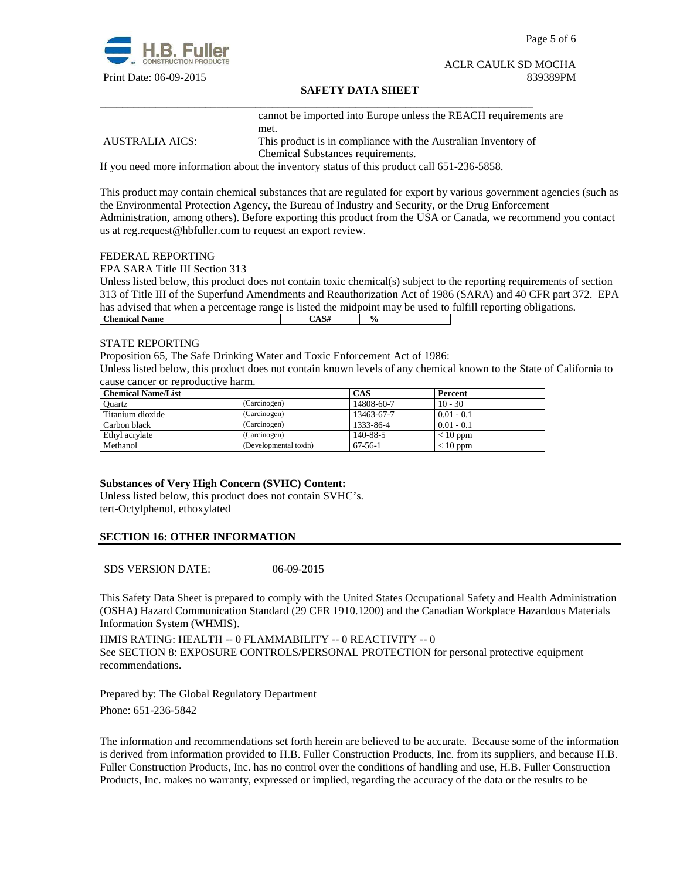cannot be imported into Europe unless the REACH requirements are met.

AUSTRALIA AICS: This product is in compliance with the Australian Inventory of Chemical Substances requirements.

If you need more information about the inventory status of this product call 651-236-5858.

This product may contain chemical substances that are regulated for export by various government agencies (such as the Environmental Protection Agency, the Bureau of Industry and Security, or the Drug Enforcement Administration, among others). Before exporting this product from the USA or Canada, we recommend you contact us at reg.request@hbfuller.com to request an export review.

FEDERAL REPORTING

EPA SARA Title III Section 313

Unless listed below, this product does not contain toxic chemical(s) subject to the reporting requirements of section 313 of Title III of the Superfund Amendments and Reauthorization Act of 1986 (SARA) and 40 CFR part 372. EPA has advised that when a percentage range is listed the midpoint may be used to fulfill reporting obligations.

| Chemical Name | CAS# | % |
|---|---|---|

STATE REPORTING

Proposition 65, The Safe Drinking Water and Toxic Enforcement Act of 1986:

Unless listed below, this product does not contain known levels of any chemical known to the State of California to cause cancer or reproductive harm.

| Chemical Name/List | | CAS | Percent |
|---|---|---|---|
| Quartz | (Carcinogen) | 14808-60-7 | 10 - 30 |
| Titanium dioxide | (Carcinogen) | 13463-67-7 | 0.01 - 0.1 |
| Carbon black | (Carcinogen) | 1333-86-4 | 0.01 - 0.1 |
| Ethyl acrylate | (Carcinogen) | 140-88-5 | < 10 ppm |
| Methanol | (Developmental toxin) | 67-56-1 | < 10 ppm |

**Substances of Very High Concern (SVHC) Content:**

Unless listed below, this product does not contain SVHC's.
tert-Octylphenol, ethoxylated

## SECTION 16: OTHER INFORMATION

SDS VERSION DATE: 06-09-2015

This Safety Data Sheet is prepared to comply with the United States Occupational Safety and Health Administration (OSHA) Hazard Communication Standard (29 CFR 1910.1200) and the Canadian Workplace Hazardous Materials Information System (WHMIS).

HMIS RATING: HEALTH -- 0 FLAMMABILITY -- 0 REACTIVITY -- 0

See SECTION 8: EXPOSURE CONTROLS/PERSONAL PROTECTION for personal protective equipment recommendations.

Prepared by: The Global Regulatory Department

Phone: 651-236-5842

The information and recommendations set forth herein are believed to be accurate. Because some of the information is derived from information provided to H.B. Fuller Construction Products, Inc. from its suppliers, and because H.B. Fuller Construction Products, Inc. has no control over the conditions of handling and use, H.B. Fuller Construction Products, Inc. makes no warranty, expressed or implied, regarding the accuracy of the data or the results to be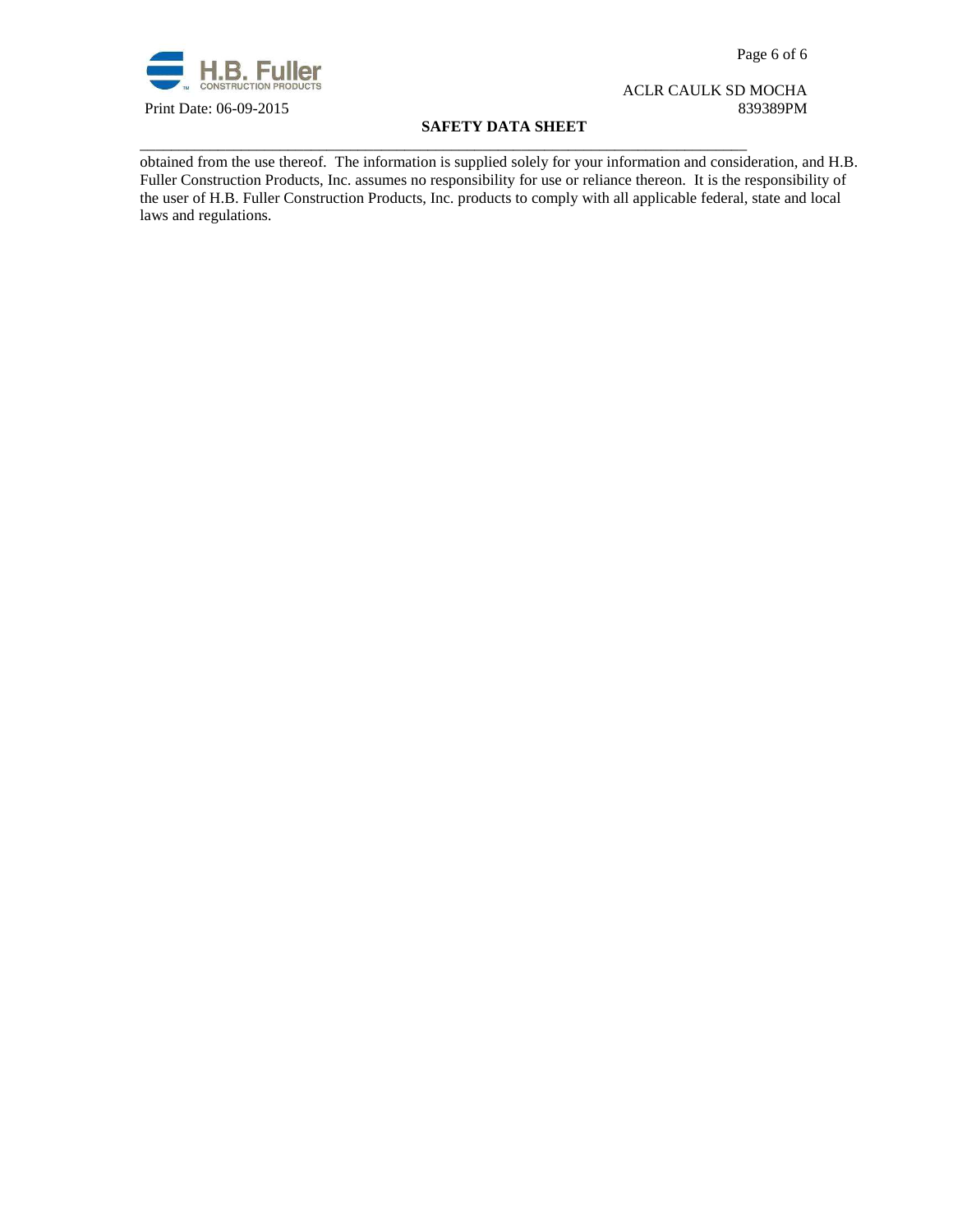obtained from the use thereof. The information is supplied solely for your information and consideration, and H.B. Fuller Construction Products, Inc. assumes no responsibility for use or reliance thereon. It is the responsibility of the user of H.B. Fuller Construction Products, Inc. products to comply with all applicable federal, state and local laws and regulations.